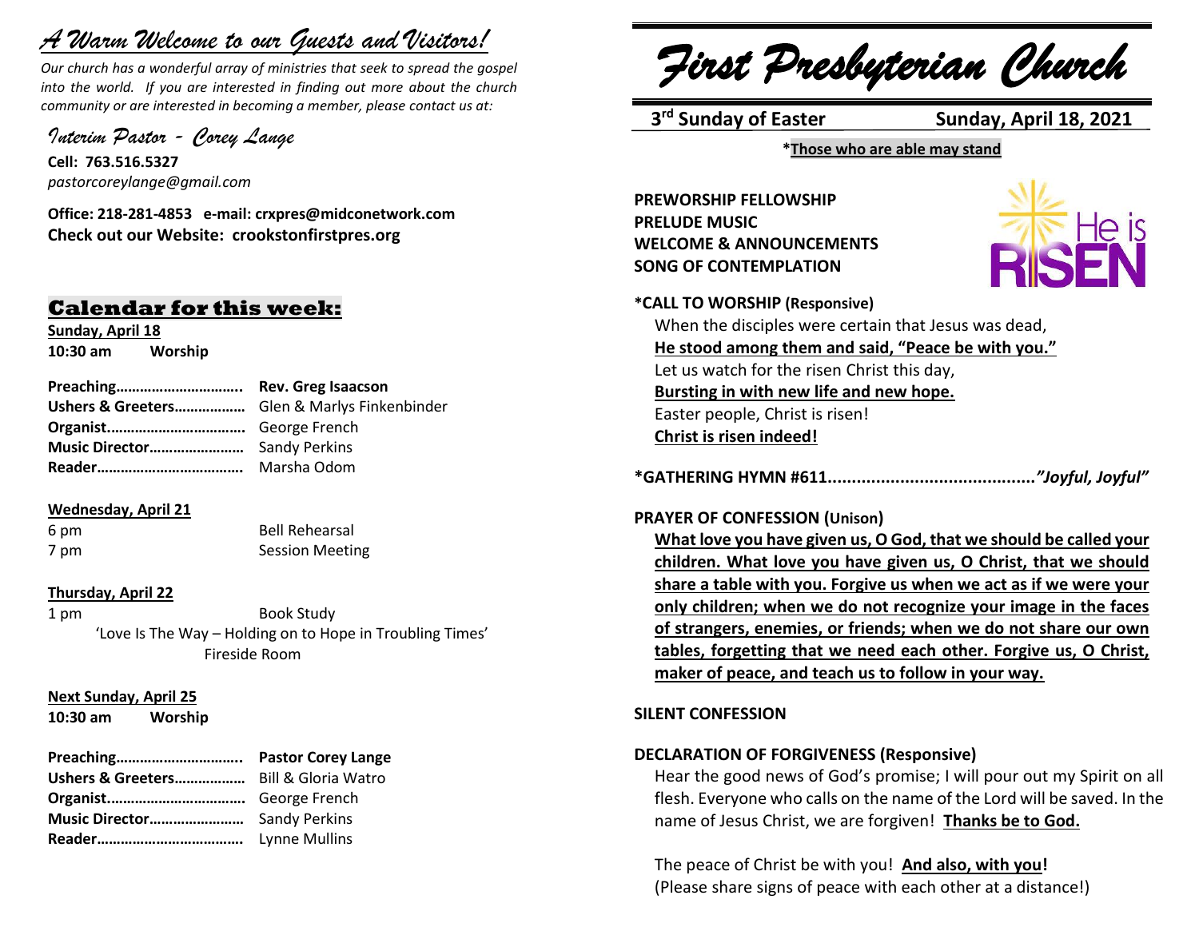# *A Warm Welcome to our Guests and Visitors!*

*Our church has a wonderful array of ministries that seek to spread the gospel into the world. If you are interested in finding out more about the church community or are interested in becoming a member, please contact us at:*

*Interim Pastor - Corey Lange*

**Cell: 763.516.5327**
*pastorcoreylange@gmail.com*

**Office: 218-281-4853 e-mail: crxpres@midconetwork.com**
**Check out our Website: crookstonfirstpres.org**

## Calendar for this week:

**Sunday, April 18**
**10:30 am Worship**

**Preaching…………………………..** **Rev. Greg Isaacson**
**Ushers & Greeters………………** Glen & Marlys Finkenbinder
**Organist………………………………** George French
**Music Director……………………** Sandy Perkins
**Reader…………………………………** Marsha Odom

**Wednesday, April 21**
6 pm Bell Rehearsal
7 pm Session Meeting

**Thursday, April 22**
1 pm Book Study
'Love Is The Way – Holding on to Hope in Troubling Times'
Fireside Room

**Next Sunday, April 25**
**10:30 am Worship**

**Preaching…………………………..** **Pastor Corey Lange**
**Ushers & Greeters………………** Bill & Gloria Watro
**Organist………………………………** George French
**Music Director……………………** Sandy Perkins
**Reader…………………………………** Lynne Mullins

# *First Presbyterian Church*

**3rd Sunday of Easter** **Sunday, April 18, 2021**

***Those who are able may stand**

**PREWORSHIP FELLOWSHIP**
**PRELUDE MUSIC**
**WELCOME & ANNOUNCEMENTS**
**SONG OF CONTEMPLATION**

He is RISEN

***CALL TO WORSHIP (Responsive)**

When the disciples were certain that Jesus was dead,
**He stood among them and said, "Peace be with you."**
Let us watch for the risen Christ this day,
**Bursting in with new life and new hope.**
Easter people, Christ is risen!
**Christ is risen indeed!**

***GATHERING HYMN #611..........................................*"Joyful, Joyful"***

**PRAYER OF CONFESSION (Unison)**

**What love you have given us, O God, that we should be called your children. What love you have given us, O Christ, that we should share a table with you. Forgive us when we act as if we were your only children; when we do not recognize your image in the faces of strangers, enemies, or friends; when we do not share our own tables, forgetting that we need each other. Forgive us, O Christ, maker of peace, and teach us to follow in your way.**

**SILENT CONFESSION**

**DECLARATION OF FORGIVENESS (Responsive)**

Hear the good news of God's promise; I will pour out my Spirit on all flesh. Everyone who calls on the name of the Lord will be saved. In the name of Jesus Christ, we are forgiven! **Thanks be to God.**

The peace of Christ be with you! **And also, with you!**
(Please share signs of peace with each other at a distance!)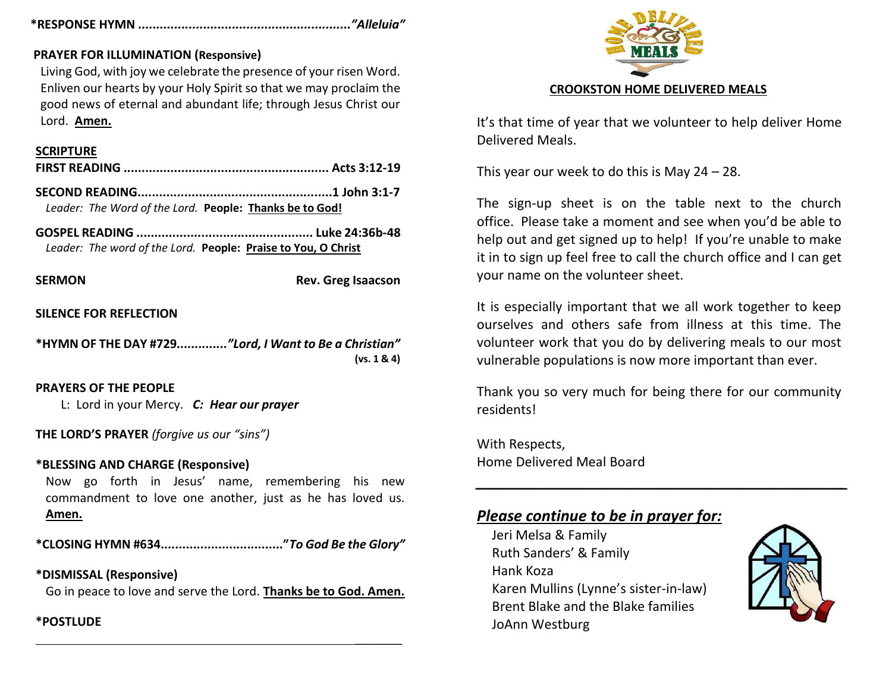**\*RESPONSE HYMN** ........................................................***"Alleluia"***

**PRAYER FOR ILLUMINATION (Responsive)**

Living God, with joy we celebrate the presence of your risen Word. Enliven our hearts by your Holy Spirit so that we may proclaim the good news of eternal and abundant life; through Jesus Christ our Lord. **Amen.**

**SCRIPTURE**

**FIRST READING** ........................................................ **Acts 3:12-19**

**SECOND READING**...................................................**1 John 3:1-7**

*Leader: The Word of the Lord.* **People: Thanks be to God!**

**GOSPEL READING** ................................................ **Luke 24:36b-48**

*Leader: The word of the Lord.* **People: Praise to You, O Christ**

**SERMON** **Rev. Greg Isaacson**

**SILENCE FOR REFLECTION**

**\*HYMN OF THE DAY #729**.............***"Lord, I Want to Be a Christian"*** **(vs. 1 & 4)**

**PRAYERS OF THE PEOPLE**

L: Lord in your Mercy. ***C: Hear our prayer***

**THE LORD'S PRAYER** *(forgive us our "sins")*

**\*BLESSING AND CHARGE (Responsive)**

Now go forth in Jesus' name, remembering his new commandment to love one another, just as he has loved us. **Amen.**

**\*CLOSING HYMN #634**.................................***"To God Be the Glory"***

**\*DISMISSAL (Responsive)**

Go in peace to love and serve the Lord. **Thanks be to God. Amen.**

**\*POSTLUDE**

---

**CROOKSTON HOME DELIVERED MEALS**

It's that time of year that we volunteer to help deliver Home Delivered Meals.

This year our week to do this is May 24 – 28.

The sign-up sheet is on the table next to the church office. Please take a moment and see when you'd be able to help out and get signed up to help! If you're unable to make it in to sign up feel free to call the church office and I can get your name on the volunteer sheet.

It is especially important that we all work together to keep ourselves and others safe from illness at this time. The volunteer work that you do by delivering meals to our most vulnerable populations is now more important than ever.

Thank you so very much for being there for our community residents!

With Respects,
Home Delivered Meal Board

---

## *Please continue to be in prayer for:*

Jeri Melsa & Family
Ruth Sanders' & Family
Hank Koza
Karen Mullins (Lynne's sister-in-law)
Brent Blake and the Blake families
JoAnn Westburg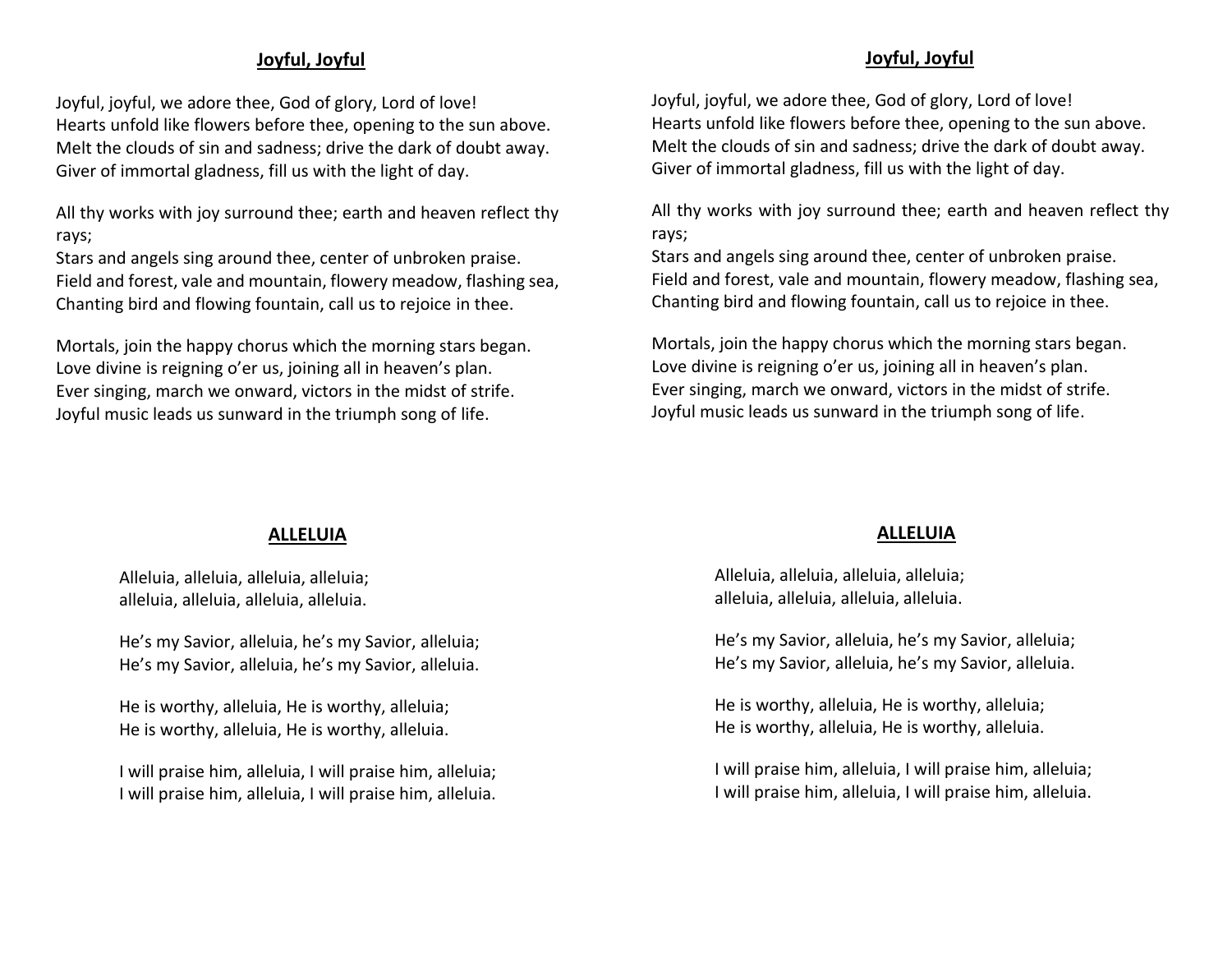## Joyful, Joyful

Joyful, joyful, we adore thee, God of glory, Lord of love!
Hearts unfold like flowers before thee, opening to the sun above.
Melt the clouds of sin and sadness; drive the dark of doubt away.
Giver of immortal gladness, fill us with the light of day.

All thy works with joy surround thee; earth and heaven reflect thy rays;
Stars and angels sing around thee, center of unbroken praise.
Field and forest, vale and mountain, flowery meadow, flashing sea,
Chanting bird and flowing fountain, call us to rejoice in thee.

Mortals, join the happy chorus which the morning stars began.
Love divine is reigning o'er us, joining all in heaven's plan.
Ever singing, march we onward, victors in the midst of strife.
Joyful music leads us sunward in the triumph song of life.

## Joyful, Joyful

Joyful, joyful, we adore thee, God of glory, Lord of love!
Hearts unfold like flowers before thee, opening to the sun above.
Melt the clouds of sin and sadness; drive the dark of doubt away.
Giver of immortal gladness, fill us with the light of day.

All thy works with joy surround thee; earth and heaven reflect thy rays;
Stars and angels sing around thee, center of unbroken praise.
Field and forest, vale and mountain, flowery meadow, flashing sea,
Chanting bird and flowing fountain, call us to rejoice in thee.

Mortals, join the happy chorus which the morning stars began.
Love divine is reigning o'er us, joining all in heaven's plan.
Ever singing, march we onward, victors in the midst of strife.
Joyful music leads us sunward in the triumph song of life.

## ALLELUIA

Alleluia, alleluia, alleluia, alleluia;
alleluia, alleluia, alleluia, alleluia.

He's my Savior, alleluia, he's my Savior, alleluia;
He's my Savior, alleluia, he's my Savior, alleluia.

He is worthy, alleluia, He is worthy, alleluia;
He is worthy, alleluia, He is worthy, alleluia.

I will praise him, alleluia, I will praise him, alleluia;
I will praise him, alleluia, I will praise him, alleluia.

## ALLELUIA

Alleluia, alleluia, alleluia, alleluia;
alleluia, alleluia, alleluia, alleluia.

He's my Savior, alleluia, he's my Savior, alleluia;
He's my Savior, alleluia, he's my Savior, alleluia.

He is worthy, alleluia, He is worthy, alleluia;
He is worthy, alleluia, He is worthy, alleluia.

I will praise him, alleluia, I will praise him, alleluia;
I will praise him, alleluia, I will praise him, alleluia.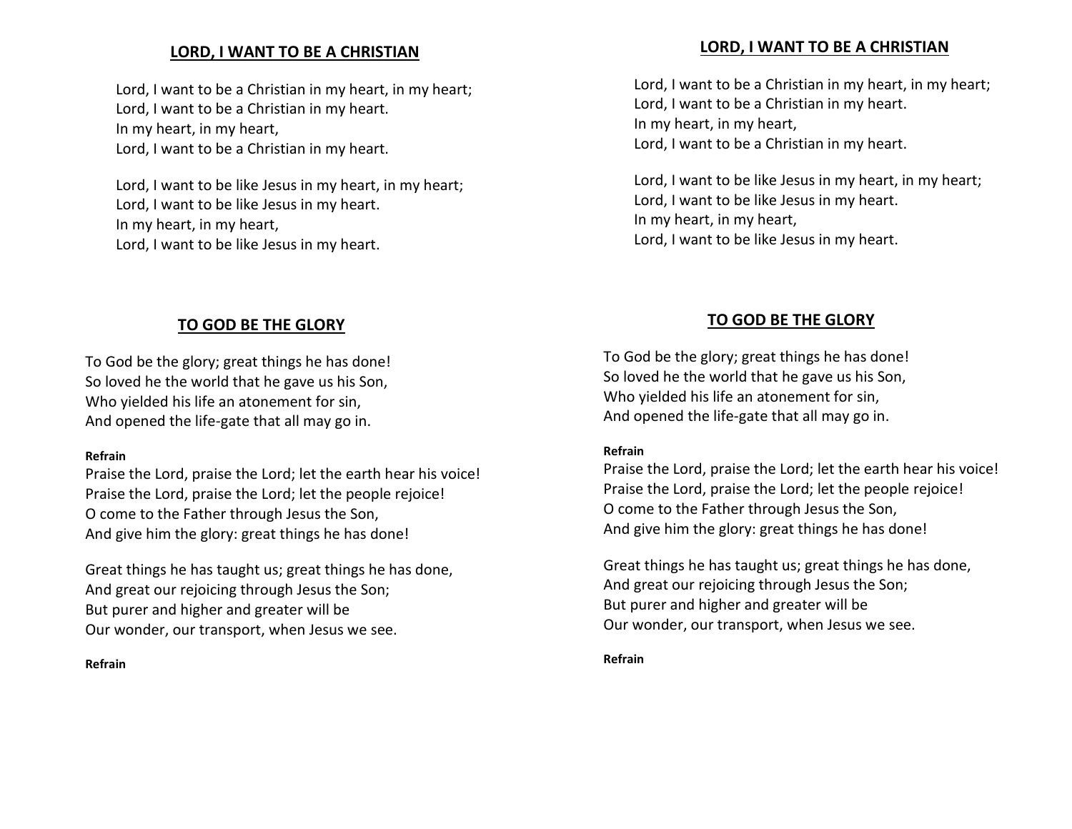## LORD, I WANT TO BE A CHRISTIAN

Lord, I want to be a Christian in my heart, in my heart;
Lord, I want to be a Christian in my heart.
In my heart, in my heart,
Lord, I want to be a Christian in my heart.

Lord, I want to be like Jesus in my heart, in my heart;
Lord, I want to be like Jesus in my heart.
In my heart, in my heart,
Lord, I want to be like Jesus in my heart.

## TO GOD BE THE GLORY

To God be the glory; great things he has done!
So loved he the world that he gave us his Son,
Who yielded his life an atonement for sin,
And opened the life-gate that all may go in.

**Refrain**
Praise the Lord, praise the Lord; let the earth hear his voice!
Praise the Lord, praise the Lord; let the people rejoice!
O come to the Father through Jesus the Son,
And give him the glory: great things he has done!

Great things he has taught us; great things he has done,
And great our rejoicing through Jesus the Son;
But purer and higher and greater will be
Our wonder, our transport, when Jesus we see.

**Refrain**

## LORD, I WANT TO BE A CHRISTIAN

Lord, I want to be a Christian in my heart, in my heart;
Lord, I want to be a Christian in my heart.
In my heart, in my heart,
Lord, I want to be a Christian in my heart.

Lord, I want to be like Jesus in my heart, in my heart;
Lord, I want to be like Jesus in my heart.
In my heart, in my heart,
Lord, I want to be like Jesus in my heart.

## TO GOD BE THE GLORY

To God be the glory; great things he has done!
So loved he the world that he gave us his Son,
Who yielded his life an atonement for sin,
And opened the life-gate that all may go in.

**Refrain**
Praise the Lord, praise the Lord; let the earth hear his voice!
Praise the Lord, praise the Lord; let the people rejoice!
O come to the Father through Jesus the Son,
And give him the glory: great things he has done!

Great things he has taught us; great things he has done,
And great our rejoicing through Jesus the Son;
But purer and higher and greater will be
Our wonder, our transport, when Jesus we see.

**Refrain**